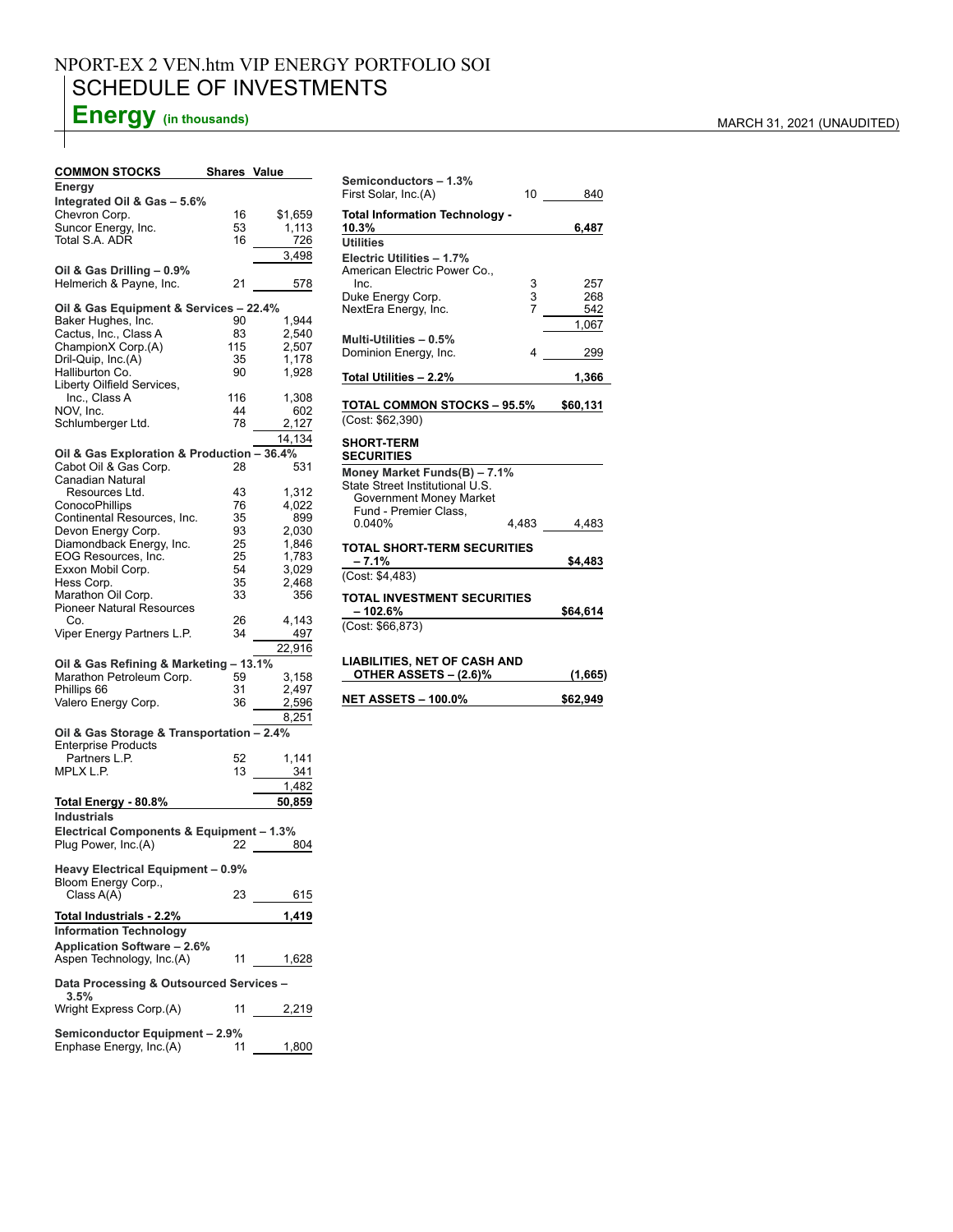NPORT-EX 2 VEN.htm VIP ENERGY PORTFOLIO SOI

# SCHEDULE OF INVESTMENTS

## Energy (in thousands)

MARCH 31, 2021 (UNAUDITED)

| COMMON STOCKS | Shares | Value |
|---|---|---|
| **Energy** | | |
| **Integrated Oil & Gas – 5.6%** | | |
| Chevron Corp. | 16 | $1,659 |
| Suncor Energy, Inc. | 53 | 1,113 |
| Total S.A. ADR | 16 | 726 |
| | | 3,498 |
| **Oil & Gas Drilling – 0.9%** | | |
| Helmerich & Payne, Inc. | 21 | 578 |
| **Oil & Gas Equipment & Services – 22.4%** | | |
| Baker Hughes, Inc. | 90 | 1,944 |
| Cactus, Inc., Class A | 83 | 2,540 |
| ChampionX Corp.(A) | 115 | 2,507 |
| Dril-Quip, Inc.(A) | 35 | 1,178 |
| Halliburton Co. | 90 | 1,928 |
| Liberty Oilfield Services, Inc., Class A | 116 | 1,308 |
| NOV, Inc. | 44 | 602 |
| Schlumberger Ltd. | 78 | 2,127 |
| | | 14,134 |
| **Oil & Gas Exploration & Production – 36.4%** | | |
| Cabot Oil & Gas Corp. | 28 | 531 |
| Canadian Natural Resources Ltd. | 43 | 1,312 |
| ConocoPhillips | 76 | 4,022 |
| Continental Resources, Inc. | 35 | 899 |
| Devon Energy Corp. | 93 | 2,030 |
| Diamondback Energy, Inc. | 25 | 1,846 |
| EOG Resources, Inc. | 25 | 1,783 |
| Exxon Mobil Corp. | 54 | 3,029 |
| Hess Corp. | 35 | 2,468 |
| Marathon Oil Corp. | 33 | 356 |
| Pioneer Natural Resources Co. | 26 | 4,143 |
| Viper Energy Partners L.P. | 34 | 497 |
| | | 22,916 |
| **Oil & Gas Refining & Marketing – 13.1%** | | |
| Marathon Petroleum Corp. | 59 | 3,158 |
| Phillips 66 | 31 | 2,497 |
| Valero Energy Corp. | 36 | 2,596 |
| | | 8,251 |
| **Oil & Gas Storage & Transportation – 2.4%** | | |
| Enterprise Products Partners L.P. | 52 | 1,141 |
| MPLX L.P. | 13 | 341 |
| | | 1,482 |
| **Total Energy - 80.8%** | | **50,859** |
| **Industrials** | | |
| **Electrical Components & Equipment – 1.3%** | | |
| Plug Power, Inc.(A) | 22 | 804 |
| **Heavy Electrical Equipment – 0.9%** | | |
| Bloom Energy Corp., Class A(A) | 23 | 615 |
| **Total Industrials - 2.2%** | | **1,419** |
| **Information Technology** | | |
| **Application Software – 2.6%** | | |
| Aspen Technology, Inc.(A) | 11 | 1,628 |
| **Data Processing & Outsourced Services – 3.5%** | | |
| Wright Express Corp.(A) | 11 | 2,219 |
| **Semiconductor Equipment – 2.9%** | | |
| Enphase Energy, Inc.(A) | 11 | 1,800 |
| **Semiconductors – 1.3%** | | |
| First Solar, Inc.(A) | 10 | 840 |
| **Total Information Technology - 10.3%** | | **6,487** |
| **Utilities** | | |
| **Electric Utilities – 1.7%** | | |
| American Electric Power Co., Inc. | 3 | 257 |
| Duke Energy Corp. | 3 | 268 |
| NextEra Energy, Inc. | 7 | 542 |
| | | 1,067 |
| **Multi-Utilities – 0.5%** | | |
| Dominion Energy, Inc. | 4 | 299 |
| **Total Utilities – 2.2%** | | **1,366** |
| **TOTAL COMMON STOCKS – 95.5%** | | **$60,131** |
| (Cost: $62,390) | | |

| SHORT-TERM SECURITIES | | |
|---|---|---|
| **Money Market Funds(B) – 7.1%** | | |
| State Street Institutional U.S. Government Money Market Fund - Premier Class, 0.040% | 4,483 | 4,483 |
| **TOTAL SHORT-TERM SECURITIES – 7.1%** | | **$4,483** |
| (Cost: $4,483) | | |
| **TOTAL INVESTMENT SECURITIES – 102.6%** | | **$64,614** |
| (Cost: $66,873) | | |
| **LIABILITIES, NET OF CASH AND OTHER ASSETS – (2.6)%** | | **(1,665)** |
| **NET ASSETS – 100.0%** | | **$62,949** |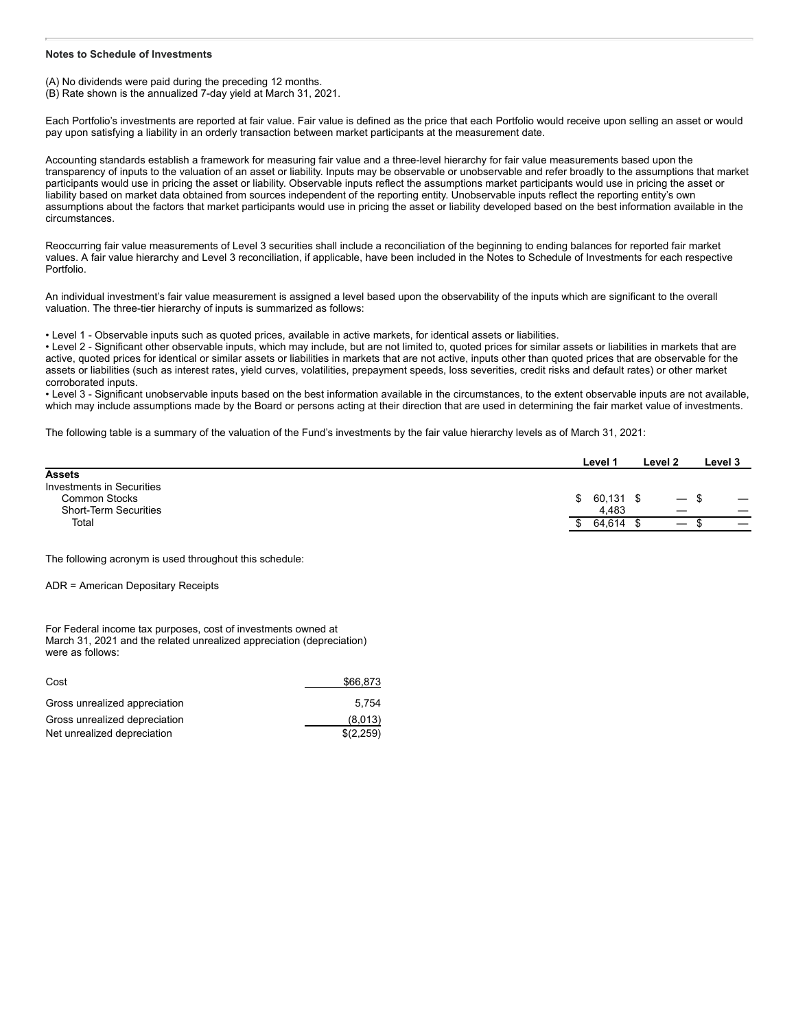**Notes to Schedule of Investments**

(A) No dividends were paid during the preceding 12 months.
(B) Rate shown is the annualized 7-day yield at March 31, 2021.

Each Portfolio's investments are reported at fair value. Fair value is defined as the price that each Portfolio would receive upon selling an asset or would pay upon satisfying a liability in an orderly transaction between market participants at the measurement date.

Accounting standards establish a framework for measuring fair value and a three-level hierarchy for fair value measurements based upon the transparency of inputs to the valuation of an asset or liability. Inputs may be observable or unobservable and refer broadly to the assumptions that market participants would use in pricing the asset or liability. Observable inputs reflect the assumptions market participants would use in pricing the asset or liability based on market data obtained from sources independent of the reporting entity. Unobservable inputs reflect the reporting entity's own assumptions about the factors that market participants would use in pricing the asset or liability developed based on the best information available in the circumstances.

Reoccurring fair value measurements of Level 3 securities shall include a reconciliation of the beginning to ending balances for reported fair market values. A fair value hierarchy and Level 3 reconciliation, if applicable, have been included in the Notes to Schedule of Investments for each respective Portfolio.

An individual investment's fair value measurement is assigned a level based upon the observability of the inputs which are significant to the overall valuation. The three-tier hierarchy of inputs is summarized as follows:

• Level 1 - Observable inputs such as quoted prices, available in active markets, for identical assets or liabilities.
• Level 2 - Significant other observable inputs, which may include, but are not limited to, quoted prices for similar assets or liabilities in markets that are active, quoted prices for identical or similar assets or liabilities in markets that are not active, inputs other than quoted prices that are observable for the assets or liabilities (such as interest rates, yield curves, volatilities, prepayment speeds, loss severities, credit risks and default rates) or other market corroborated inputs.
• Level 3 - Significant unobservable inputs based on the best information available in the circumstances, to the extent observable inputs are not available, which may include assumptions made by the Board or persons acting at their direction that are used in determining the fair market value of investments.

The following table is a summary of the valuation of the Fund's investments by the fair value hierarchy levels as of March 31, 2021:

| | Level 1 | Level 2 | Level 3 |
|---|---|---|---|
| **Assets** | | | |
| Investments in Securities | | | |
| Common Stocks | $ 60,131 | $ — | $ — |
| Short-Term Securities | 4,483 | — | — |
| Total | $ 64,614 | $ — | $ — |

The following acronym is used throughout this schedule:

ADR = American Depositary Receipts

For Federal income tax purposes, cost of investments owned at March 31, 2021 and the related unrealized appreciation (depreciation) were as follows:

| | |
|---|---|
| Cost | $66,873 |
| Gross unrealized appreciation | 5,754 |
| Gross unrealized depreciation | (8,013) |
| Net unrealized depreciation | $(2,259) |